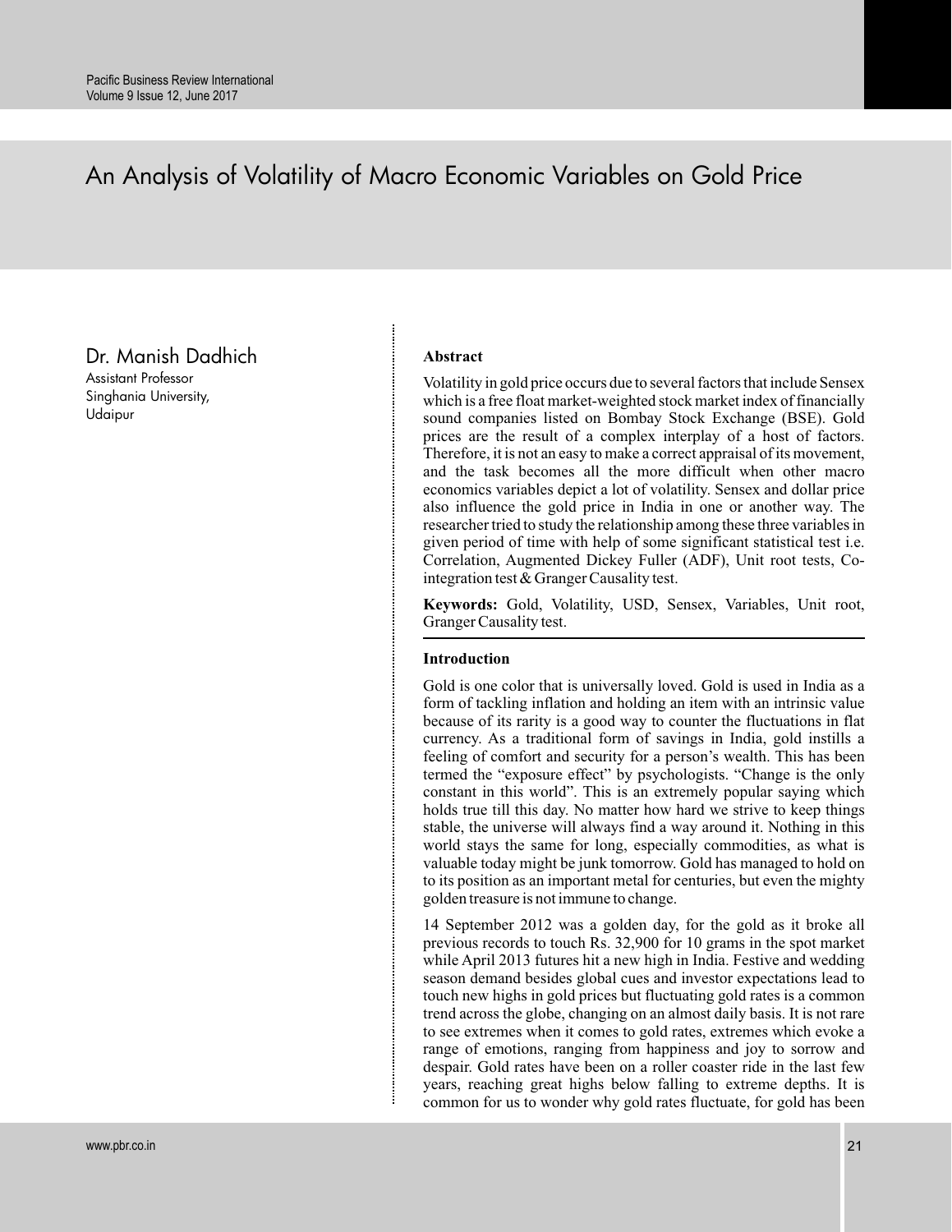# An Analysis of Volatility of Macro Economic Variables on Gold Price

Dr. Manish Dadhich
Assistant Professor
Singhania University,
Udaipur

## Abstract

Volatility in gold price occurs due to several factors that include Sensex which is a free float market-weighted stock market index of financially sound companies listed on Bombay Stock Exchange (BSE). Gold prices are the result of a complex interplay of a host of factors. Therefore, it is not an easy to make a correct appraisal of its movement, and the task becomes all the more difficult when other macro economics variables depict a lot of volatility. Sensex and dollar price also influence the gold price in India in one or another way. The researcher tried to study the relationship among these three variables in given period of time with help of some significant statistical test i.e. Correlation, Augmented Dickey Fuller (ADF), Unit root tests, Co-integration test & Granger Causality test.

**Keywords:** Gold, Volatility, USD, Sensex, Variables, Unit root, Granger Causality test.

## Introduction

Gold is one color that is universally loved. Gold is used in India as a form of tackling inflation and holding an item with an intrinsic value because of its rarity is a good way to counter the fluctuations in flat currency. As a traditional form of savings in India, gold instills a feeling of comfort and security for a person's wealth. This has been termed the "exposure effect" by psychologists. "Change is the only constant in this world". This is an extremely popular saying which holds true till this day. No matter how hard we strive to keep things stable, the universe will always find a way around it. Nothing in this world stays the same for long, especially commodities, as what is valuable today might be junk tomorrow. Gold has managed to hold on to its position as an important metal for centuries, but even the mighty golden treasure is not immune to change.

14 September 2012 was a golden day, for the gold as it broke all previous records to touch Rs. 32,900 for 10 grams in the spot market while April 2013 futures hit a new high in India. Festive and wedding season demand besides global cues and investor expectations lead to touch new highs in gold prices but fluctuating gold rates is a common trend across the globe, changing on an almost daily basis. It is not rare to see extremes when it comes to gold rates, extremes which evoke a range of emotions, ranging from happiness and joy to sorrow and despair. Gold rates have been on a roller coaster ride in the last few years, reaching great highs below falling to extreme depths. It is common for us to wonder why gold rates fluctuate, for gold has been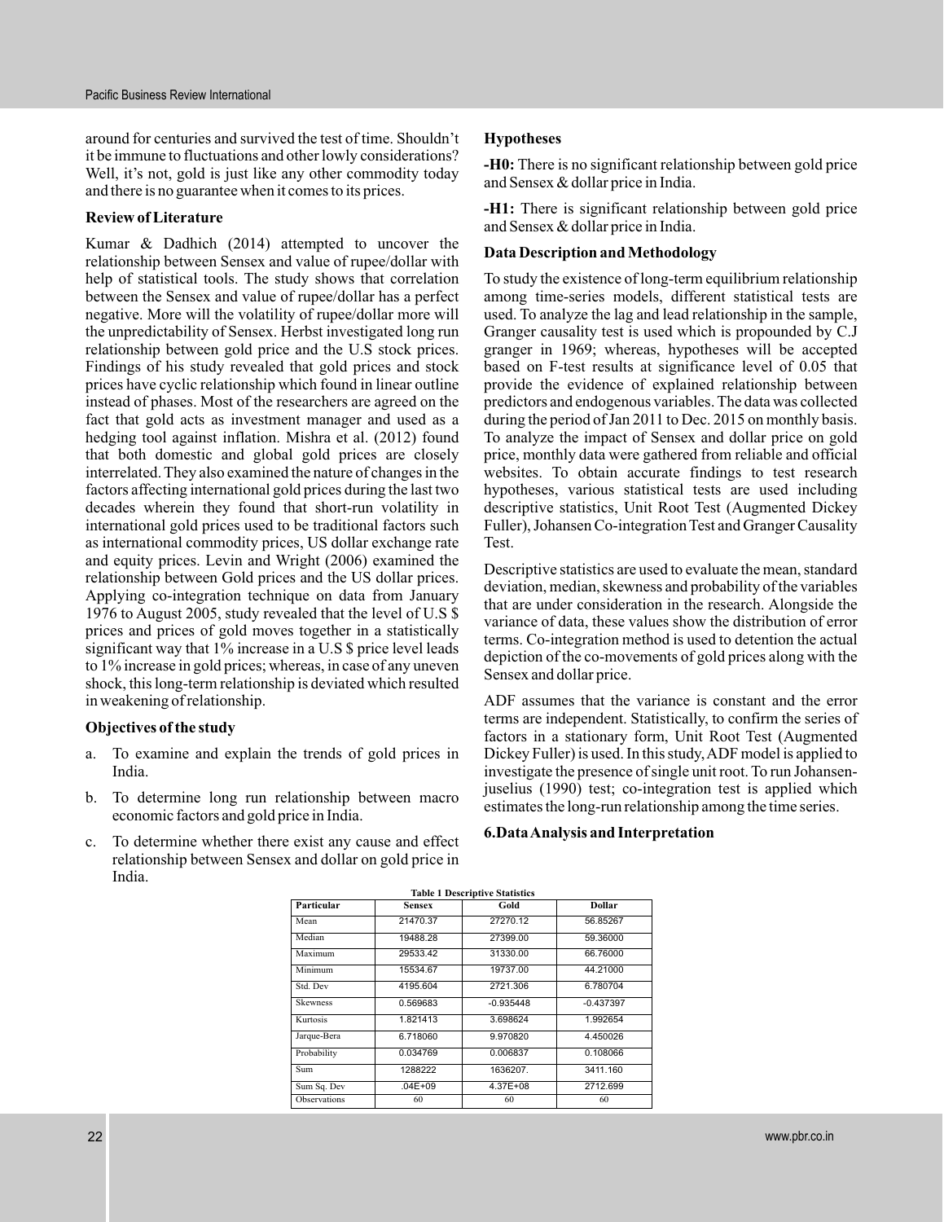around for centuries and survived the test of time. Shouldn't it be immune to fluctuations and other lowly considerations? Well, it's not, gold is just like any other commodity today and there is no guarantee when it comes to its prices.

**Review of Literature**

Kumar & Dadhich (2014) attempted to uncover the relationship between Sensex and value of rupee/dollar with help of statistical tools. The study shows that correlation between the Sensex and value of rupee/dollar has a perfect negative. More will the volatility of rupee/dollar more will the unpredictability of Sensex. Herbst investigated long run relationship between gold price and the U.S stock prices. Findings of his study revealed that gold prices and stock prices have cyclic relationship which found in linear outline instead of phases. Most of the researchers are agreed on the fact that gold acts as investment manager and used as a hedging tool against inflation. Mishra et al. (2012) found that both domestic and global gold prices are closely interrelated. They also examined the nature of changes in the factors affecting international gold prices during the last two decades wherein they found that short-run volatility in international gold prices used to be traditional factors such as international commodity prices, US dollar exchange rate and equity prices. Levin and Wright (2006) examined the relationship between Gold prices and the US dollar prices. Applying co-integration technique on data from January 1976 to August 2005, study revealed that the level of U.S $ prices and prices of gold moves together in a statistically significant way that 1% increase in a U.S $ price level leads to 1% increase in gold prices; whereas, in case of any uneven shock, this long-term relationship is deviated which resulted in weakening of relationship.

**Objectives of the study**

a. To examine and explain the trends of gold prices in India.

b. To determine long run relationship between macro economic factors and gold price in India.

c. To determine whether there exist any cause and effect relationship between Sensex and dollar on gold price in India.

**Hypotheses**

**-H0:** There is no significant relationship between gold price and Sensex & dollar price in India.

**-H1:** There is significant relationship between gold price and Sensex & dollar price in India.

**Data Description and Methodology**

To study the existence of long-term equilibrium relationship among time-series models, different statistical tests are used. To analyze the lag and lead relationship in the sample, Granger causality test is used which is propounded by C.J granger in 1969; whereas, hypotheses will be accepted based on F-test results at significance level of 0.05 that provide the evidence of explained relationship between predictors and endogenous variables. The data was collected during the period of Jan 2011 to Dec. 2015 on monthly basis. To analyze the impact of Sensex and dollar price on gold price, monthly data were gathered from reliable and official websites. To obtain accurate findings to test research hypotheses, various statistical tests are used including descriptive statistics, Unit Root Test (Augmented Dickey Fuller), Johansen Co-integration Test and Granger Causality Test.

Descriptive statistics are used to evaluate the mean, standard deviation, median, skewness and probability of the variables that are under consideration in the research. Alongside the variance of data, these values show the distribution of error terms. Co-integration method is used to detention the actual depiction of the co-movements of gold prices along with the Sensex and dollar price.

ADF assumes that the variance is constant and the error terms are independent. Statistically, to confirm the series of factors in a stationary form, Unit Root Test (Augmented Dickey Fuller) is used. In this study, ADF model is applied to investigate the presence of single unit root. To run Johansen-juselius (1990) test; co-integration test is applied which estimates the long-run relationship among the time series.

## 6. Data Analysis and Interpretation

**Table 1 Descriptive Statistics**

| Particular | Sensex | Gold | Dollar |
|---|---|---|---|
| Mean | 21470.37 | 27270.12 | 56.85267 |
| Median | 19488.28 | 27399.00 | 59.36000 |
| Maximum | 29533.42 | 31330.00 | 66.76000 |
| Minimum | 15534.67 | 19737.00 | 44.21000 |
| Std. Dev | 4195.604 | 2721.306 | 6.780704 |
| Skewness | 0.569683 | -0.935448 | -0.437397 |
| Kurtosis | 1.821413 | 3.698624 | 1.992654 |
| Jarque-Bera | 6.718060 | 9.970820 | 4.450026 |
| Probability | 0.034769 | 0.006837 | 0.108066 |
| Sum | 1288222 | 1636207. | 3411.160 |
| Sum Sq. Dev | .04E+09 | 4.37E+08 | 2712.699 |
| Observations | 60 | 60 | 60 |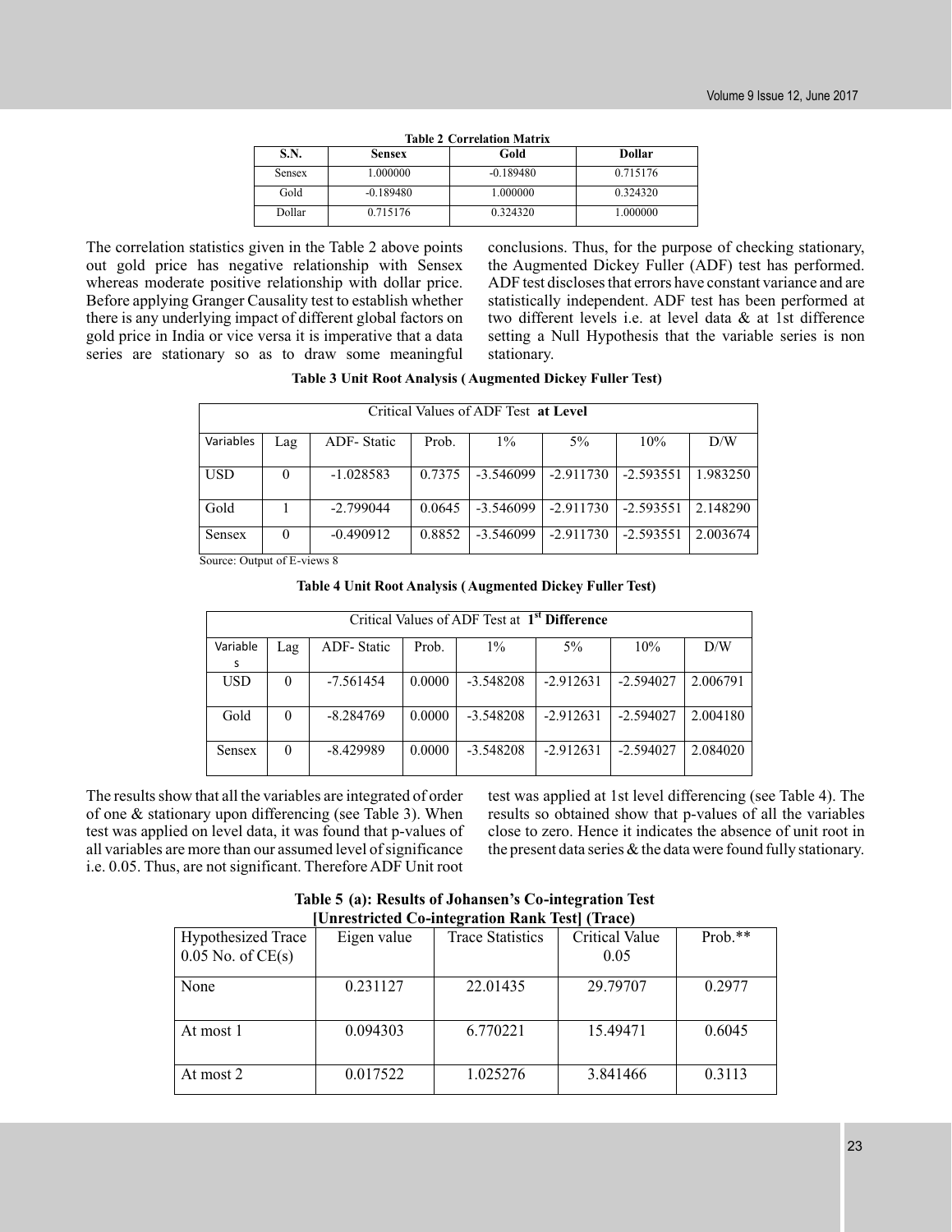**Table 2 Correlation Matrix**

| S.N. | Sensex | Gold | Dollar |
|---|---|---|---|
| Sensex | 1.000000 | -0.189480 | 0.715176 |
| Gold | -0.189480 | 1.000000 | 0.324320 |
| Dollar | 0.715176 | 0.324320 | 1.000000 |

The correlation statistics given in the Table 2 above points out gold price has negative relationship with Sensex whereas moderate positive relationship with dollar price. Before applying Granger Causality test to establish whether there is any underlying impact of different global factors on gold price in India or vice versa it is imperative that a data series are stationary so as to draw some meaningful conclusions. Thus, for the purpose of checking stationary, the Augmented Dickey Fuller (ADF) test has performed. ADF test discloses that errors have constant variance and are statistically independent. ADF test has been performed at two different levels i.e. at level data & at 1st difference setting a Null Hypothesis that the variable series is non stationary.

**Table 3 Unit Root Analysis ( Augmented Dickey Fuller Test)**

| Critical Values of ADF Test **at Level** | | | | | | | |
|---|---|---|---|---|---|---|---|
| Variables | Lag | ADF- Static | Prob. | 1% | 5% | 10% | D/W |
| USD | 0 | -1.028583 | 0.7375 | -3.546099 | -2.911730 | -2.593551 | 1.983250 |
| Gold | 1 | -2.799044 | 0.0645 | -3.546099 | -2.911730 | -2.593551 | 2.148290 |
| Sensex | 0 | -0.490912 | 0.8852 | -3.546099 | -2.911730 | -2.593551 | 2.003674 |

Source: Output of E-views 8

**Table 4 Unit Root Analysis ( Augmented Dickey Fuller Test)**

| Critical Values of ADF Test at **1st Difference** | | | | | | | |
|---|---|---|---|---|---|---|---|
| Variables | Lag | ADF- Static | Prob. | 1% | 5% | 10% | D/W |
| USD | 0 | -7.561454 | 0.0000 | -3.548208 | -2.912631 | -2.594027 | 2.006791 |
| Gold | 0 | -8.284769 | 0.0000 | -3.548208 | -2.912631 | -2.594027 | 2.004180 |
| Sensex | 0 | -8.429989 | 0.0000 | -3.548208 | -2.912631 | -2.594027 | 2.084020 |

The results show that all the variables are integrated of order of one & stationary upon differencing (see Table 3). When test was applied on level data, it was found that p-values of all variables are more than our assumed level of significance i.e. 0.05. Thus, are not significant. Therefore ADF Unit root test was applied at 1st level differencing (see Table 4). The results so obtained show that p-values of all the variables close to zero. Hence it indicates the absence of unit root in the present data series & the data were found fully stationary.

**Table 5 (a): Results of Johansen's Co-integration Test [Unrestricted Co-integration Rank Test] (Trace)**

| Hypothesized Trace 0.05 No. of CE(s) | Eigen value | Trace Statistics | Critical Value 0.05 | Prob.** |
|---|---|---|---|---|
| None | 0.231127 | 22.01435 | 29.79707 | 0.2977 |
| At most 1 | 0.094303 | 6.770221 | 15.49471 | 0.6045 |
| At most 2 | 0.017522 | 1.025276 | 3.841466 | 0.3113 |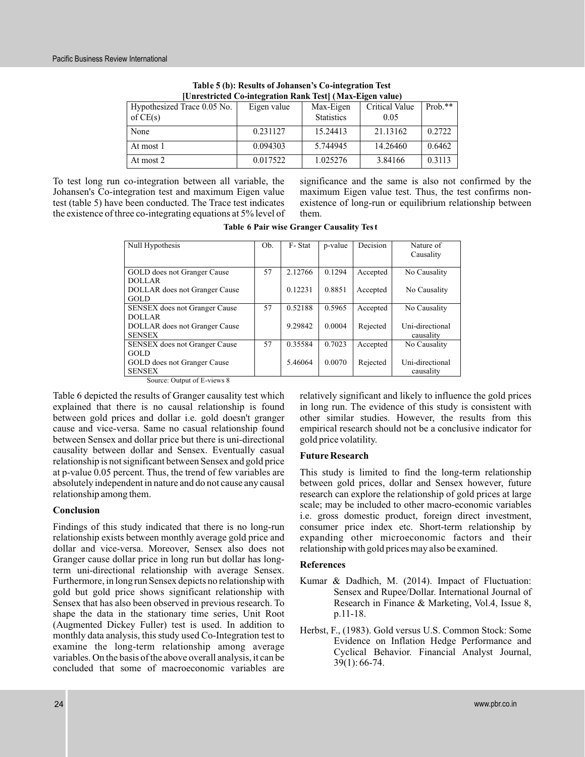**Table 5 (b): Results of Johansen's Co-integration Test [Unrestricted Co-integration Rank Test] (Max-Eigen value)**

| Hypothesized Trace 0.05 No. of CE(s) | Eigen value | Max-Eigen Statistics | Critical Value 0.05 | Prob.** |
|---|---|---|---|---|
| None | 0.231127 | 15.24413 | 21.13162 | 0.2722 |
| At most 1 | 0.094303 | 5.744945 | 14.26460 | 0.6462 |
| At most 2 | 0.017522 | 1.025276 | 3.84166 | 0.3113 |

To test long run co-integration between all variable, the Johansen's Co-integration test and maximum Eigen value test (table 5) have been conducted. The Trace test indicates the existence of three co-integrating equations at 5% level of significance and the same is also not confirmed by the maximum Eigen value test. Thus, the test confirms non-existence of long-run or equilibrium relationship between them.

**Table 6 Pair wise Granger Causality Test**

| Null Hypothesis | Ob. | F- Stat | p-value | Decision | Nature of Causality |
|---|---|---|---|---|---|
| GOLD does not Granger Cause DOLLAR | 57 | 2.12766 | 0.1294 | Accepted | No Causality |
| DOLLAR does not Granger Cause GOLD | | 0.12231 | 0.8851 | Accepted | No Causality |
| SENSEX does not Granger Cause DOLLAR | 57 | 0.52188 | 0.5965 | Accepted | No Causality |
| DOLLAR does not Granger Cause SENSEX | | 9.29842 | 0.0004 | Rejected | Uni-directional causality |
| SENSEX does not Granger Cause GOLD | 57 | 0.35584 | 0.7023 | Accepted | No Causality |
| GOLD does not Granger Cause SENSEX | | 5.46064 | 0.0070 | Rejected | Uni-directional causality |

Source: Output of E-views 8

Table 6 depicted the results of Granger causality test which explained that there is no causal relationship is found between gold prices and dollar i.e. gold doesn't granger cause and vice-versa. Same no causal relationship found between Sensex and dollar price but there is uni-directional causality between dollar and Sensex. Eventually casual relationship is not significant between Sensex and gold price at p-value 0.05 percent. Thus, the trend of few variables are absolutely independent in nature and do not cause any causal relationship among them.

## Conclusion

Findings of this study indicated that there is no long-run relationship exists between monthly average gold price and dollar and vice-versa. Moreover, Sensex also does not Granger cause dollar price in long run but dollar has long-term uni-directional relationship with average Sensex. Furthermore, in long run Sensex depicts no relationship with gold but gold price shows significant relationship with Sensex that has also been observed in previous research. To shape the data in the stationary time series, Unit Root (Augmented Dickey Fuller) test is used. In addition to monthly data analysis, this study used Co-Integration test to examine the long-term relationship among average variables. On the basis of the above overall analysis, it can be concluded that some of macroeconomic variables are relatively significant and likely to influence the gold prices in long run. The evidence of this study is consistent with other similar studies. However, the results from this empirical research should not be a conclusive indicator for gold price volatility.

## Future Research

This study is limited to find the long-term relationship between gold prices, dollar and Sensex however, future research can explore the relationship of gold prices at large scale; may be included to other macro-economic variables i.e. gross domestic product, foreign direct investment, consumer price index etc. Short-term relationship by expanding other microeconomic factors and their relationship with gold prices may also be examined.

## References

Kumar & Dadhich, M. (2014). Impact of Fluctuation: Sensex and Rupee/Dollar. International Journal of Research in Finance & Marketing, Vol.4, Issue 8, p.11-18.

Herbst, F., (1983). Gold versus U.S. Common Stock: Some Evidence on Inflation Hedge Performance and Cyclical Behavior. Financial Analyst Journal, 39(1): 66-74.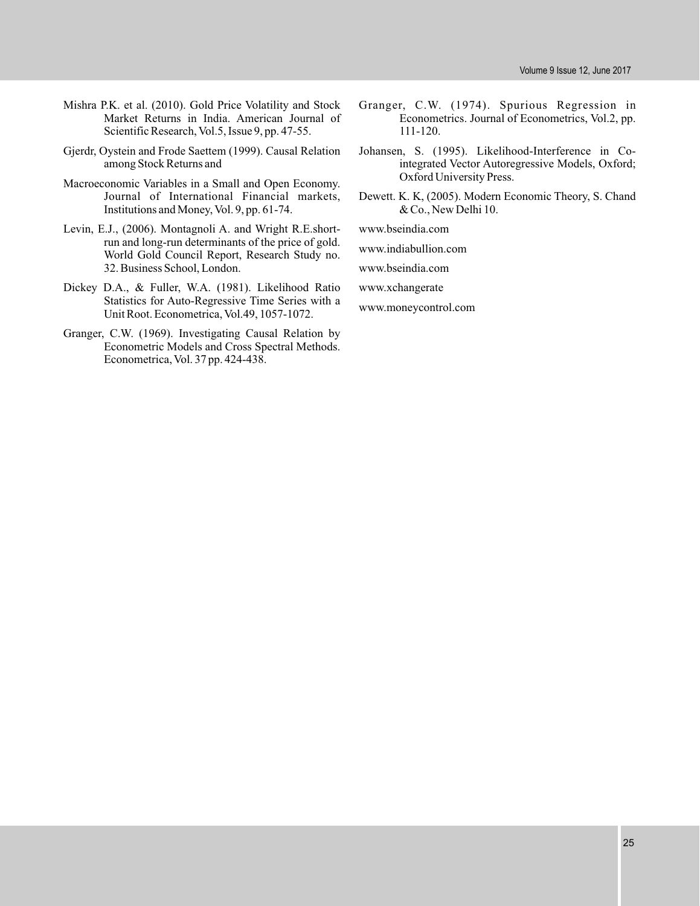Mishra P.K. et al. (2010). Gold Price Volatility and Stock Market Returns in India. American Journal of Scientific Research, Vol.5, Issue 9, pp. 47-55.

Gjerdr, Oystein and Frode Saettem (1999). Causal Relation among Stock Returns and

Macroeconomic Variables in a Small and Open Economy. Journal of International Financial markets, Institutions and Money, Vol. 9, pp. 61-74.

Levin, E.J., (2006). Montagnoli A. and Wright R.E.short-run and long-run determinants of the price of gold. World Gold Council Report, Research Study no. 32. Business School, London.

Dickey D.A., & Fuller, W.A. (1981). Likelihood Ratio Statistics for Auto-Regressive Time Series with a Unit Root. Econometrica, Vol.49, 1057-1072.

Granger, C.W. (1969). Investigating Causal Relation by Econometric Models and Cross Spectral Methods. Econometrica, Vol. 37 pp. 424-438.

Granger, C.W. (1974). Spurious Regression in Econometrics. Journal of Econometrics, Vol.2, pp. 111-120.

Johansen, S. (1995). Likelihood-Interference in Co-integrated Vector Autoregressive Models, Oxford; Oxford University Press.

Dewett. K. K, (2005). Modern Economic Theory, S. Chand & Co., New Delhi 10.

www.bseindia.com

www.indiabullion.com

www.bseindia.com

www.xchangerate

www.moneycontrol.com